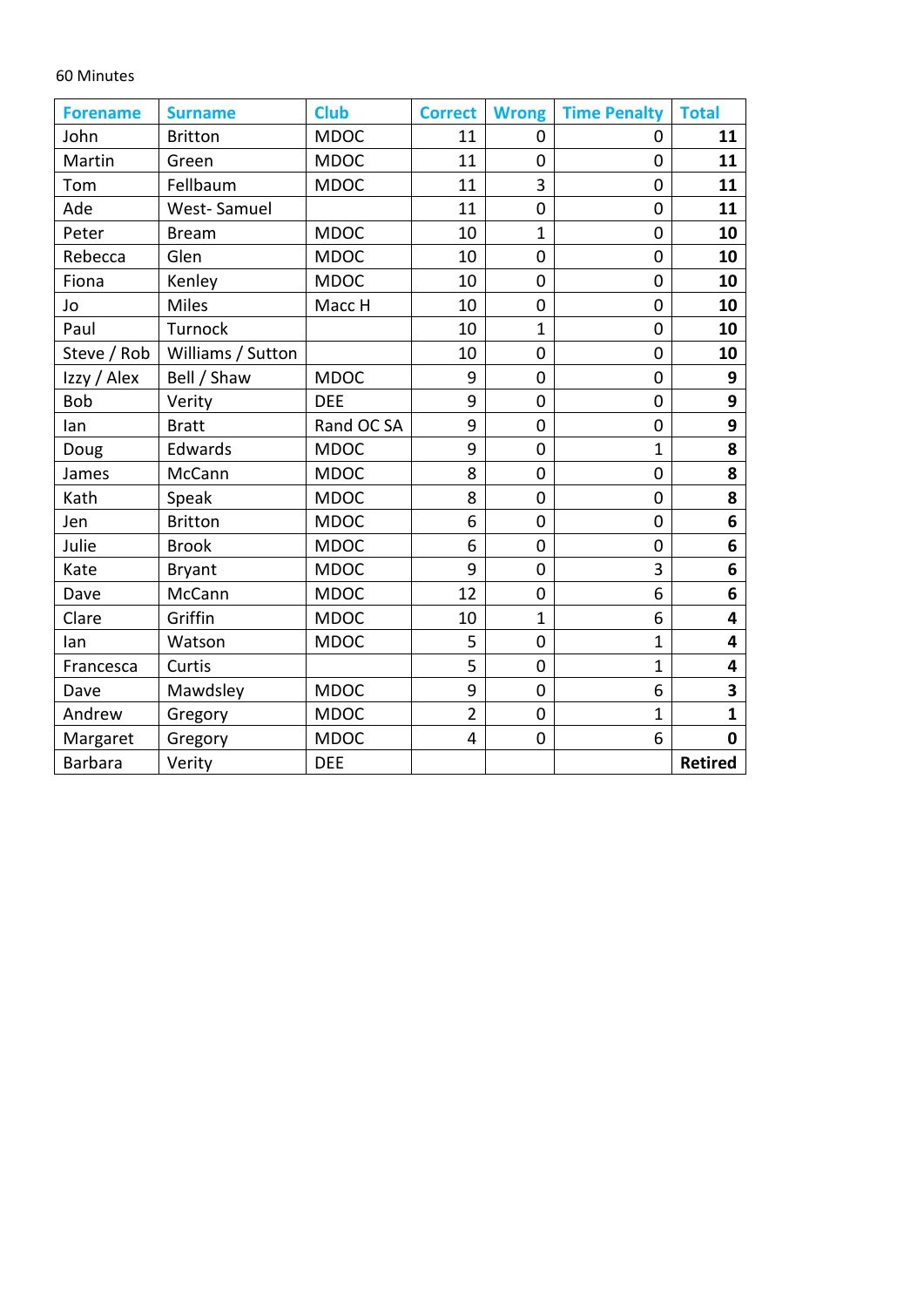60 Minutes

| Forename | Surname | Club | Correct | Wrong | Time Penalty | Total |
|---|---|---|---|---|---|---|
| John | Britton | MDOC | 11 | 0 | 0 | **11** |
| Martin | Green | MDOC | 11 | 0 | 0 | **11** |
| Tom | Fellbaum | MDOC | 11 | 3 | 0 | **11** |
| Ade | West- Samuel | | 11 | 0 | 0 | **11** |
| Peter | Bream | MDOC | 10 | 1 | 0 | **10** |
| Rebecca | Glen | MDOC | 10 | 0 | 0 | **10** |
| Fiona | Kenley | MDOC | 10 | 0 | 0 | **10** |
| Jo | Miles | Macc H | 10 | 0 | 0 | **10** |
| Paul | Turnock | | 10 | 1 | 0 | **10** |
| Steve / Rob | Williams / Sutton | | 10 | 0 | 0 | **10** |
| Izzy / Alex | Bell / Shaw | MDOC | 9 | 0 | 0 | **9** |
| Bob | Verity | DEE | 9 | 0 | 0 | **9** |
| Ian | Bratt | Rand OC SA | 9 | 0 | 0 | **9** |
| Doug | Edwards | MDOC | 9 | 0 | 1 | **8** |
| James | McCann | MDOC | 8 | 0 | 0 | **8** |
| Kath | Speak | MDOC | 8 | 0 | 0 | **8** |
| Jen | Britton | MDOC | 6 | 0 | 0 | **6** |
| Julie | Brook | MDOC | 6 | 0 | 0 | **6** |
| Kate | Bryant | MDOC | 9 | 0 | 3 | **6** |
| Dave | McCann | MDOC | 12 | 0 | 6 | **6** |
| Clare | Griffin | MDOC | 10 | 1 | 6 | **4** |
| Ian | Watson | MDOC | 5 | 0 | 1 | **4** |
| Francesca | Curtis | | 5 | 0 | 1 | **4** |
| Dave | Mawdsley | MDOC | 9 | 0 | 6 | **3** |
| Andrew | Gregory | MDOC | 2 | 0 | 1 | **1** |
| Margaret | Gregory | MDOC | 4 | 0 | 6 | **0** |
| Barbara | Verity | DEE | | | | **Retired** |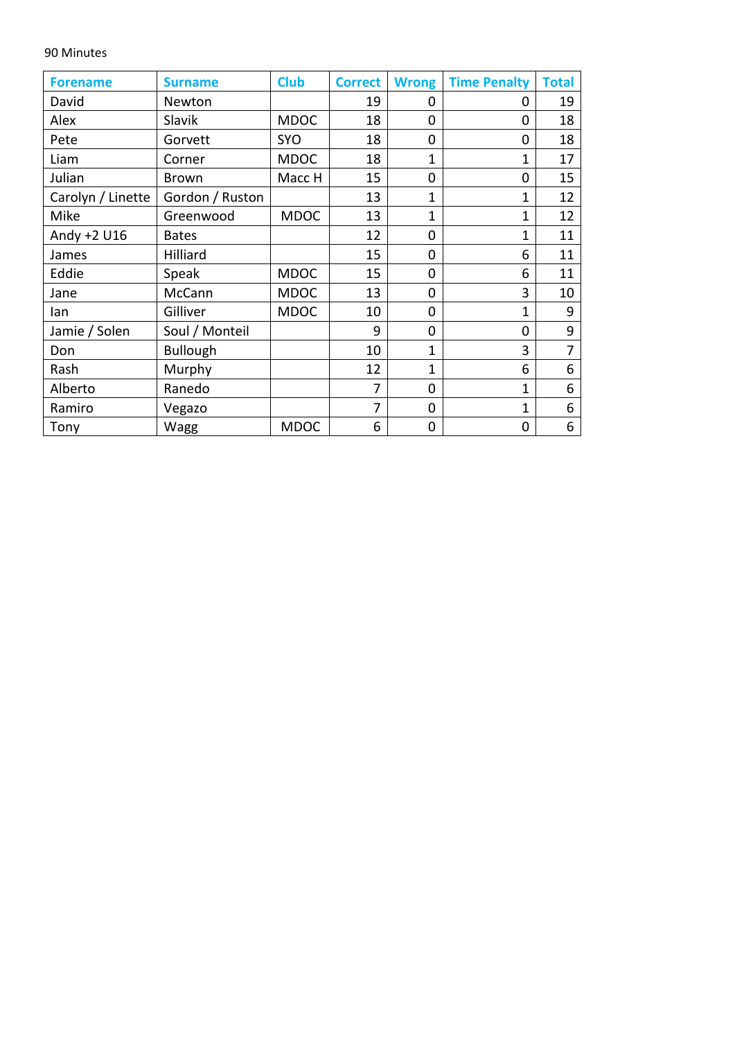90 Minutes

| Forename | Surname | Club | Correct | Wrong | Time Penalty | Total |
|---|---|---|---|---|---|---|
| David | Newton | | 19 | 0 | 0 | 19 |
| Alex | Slavik | MDOC | 18 | 0 | 0 | 18 |
| Pete | Gorvett | SYO | 18 | 0 | 0 | 18 |
| Liam | Corner | MDOC | 18 | 1 | 1 | 17 |
| Julian | Brown | Macc H | 15 | 0 | 0 | 15 |
| Carolyn / Linette | Gordon / Ruston | | 13 | 1 | 1 | 12 |
| Mike | Greenwood | MDOC | 13 | 1 | 1 | 12 |
| Andy +2 U16 | Bates | | 12 | 0 | 1 | 11 |
| James | Hilliard | | 15 | 0 | 6 | 11 |
| Eddie | Speak | MDOC | 15 | 0 | 6 | 11 |
| Jane | McCann | MDOC | 13 | 0 | 3 | 10 |
| Ian | Gilliver | MDOC | 10 | 0 | 1 | 9 |
| Jamie / Solen | Soul / Monteil | | 9 | 0 | 0 | 9 |
| Don | Bullough | | 10 | 1 | 3 | 7 |
| Rash | Murphy | | 12 | 1 | 6 | 6 |
| Alberto | Ranedo | | 7 | 0 | 1 | 6 |
| Ramiro | Vegazo | | 7 | 0 | 1 | 6 |
| Tony | Wagg | MDOC | 6 | 0 | 0 | 6 |